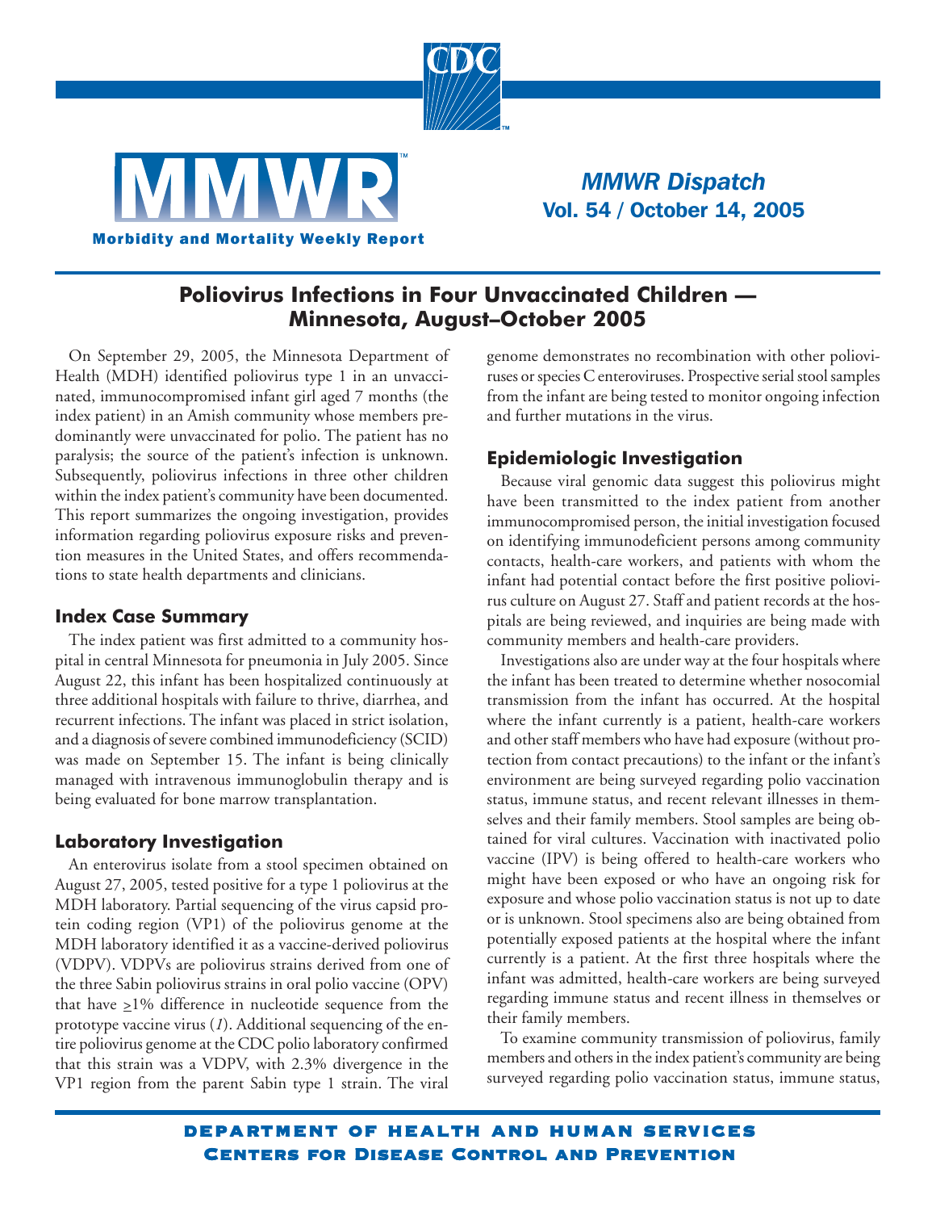# Poliovirus Infections in Four Unvaccinated Children — Minnesota, August–October 2005

On September 29, 2005, the Minnesota Department of Health (MDH) identified poliovirus type 1 in an unvaccinated, immunocompromised infant girl aged 7 months (the index patient) in an Amish community whose members predominantly were unvaccinated for polio. The patient has no paralysis; the source of the patient's infection is unknown. Subsequently, poliovirus infections in three other children within the index patient's community have been documented. This report summarizes the ongoing investigation, provides information regarding poliovirus exposure risks and prevention measures in the United States, and offers recommendations to state health departments and clinicians.

## Index Case Summary

The index patient was first admitted to a community hospital in central Minnesota for pneumonia in July 2005. Since August 22, this infant has been hospitalized continuously at three additional hospitals with failure to thrive, diarrhea, and recurrent infections. The infant was placed in strict isolation, and a diagnosis of severe combined immunodeficiency (SCID) was made on September 15. The infant is being clinically managed with intravenous immunoglobulin therapy and is being evaluated for bone marrow transplantation.

## Laboratory Investigation

An enterovirus isolate from a stool specimen obtained on August 27, 2005, tested positive for a type 1 poliovirus at the MDH laboratory. Partial sequencing of the virus capsid protein coding region (VP1) of the poliovirus genome at the MDH laboratory identified it as a vaccine-derived poliovirus (VDPV). VDPVs are poliovirus strains derived from one of the three Sabin poliovirus strains in oral polio vaccine (OPV) that have $\geq$1% difference in nucleotide sequence from the prototype vaccine virus (*1*). Additional sequencing of the entire poliovirus genome at the CDC polio laboratory confirmed that this strain was a VDPV, with 2.3% divergence in the VP1 region from the parent Sabin type 1 strain. The viral genome demonstrates no recombination with other polioviruses or species C enteroviruses. Prospective serial stool samples from the infant are being tested to monitor ongoing infection and further mutations in the virus.

## Epidemiologic Investigation

Because viral genomic data suggest this poliovirus might have been transmitted to the index patient from another immunocompromised person, the initial investigation focused on identifying immunodeficient persons among community contacts, health-care workers, and patients with whom the infant had potential contact before the first positive poliovirus culture on August 27. Staff and patient records at the hospitals are being reviewed, and inquiries are being made with community members and health-care providers.

Investigations also are under way at the four hospitals where the infant has been treated to determine whether nosocomial transmission from the infant has occurred. At the hospital where the infant currently is a patient, health-care workers and other staff members who have had exposure (without protection from contact precautions) to the infant or the infant's environment are being surveyed regarding polio vaccination status, immune status, and recent relevant illnesses in themselves and their family members. Stool samples are being obtained for viral cultures. Vaccination with inactivated polio vaccine (IPV) is being offered to health-care workers who might have been exposed or who have an ongoing risk for exposure and whose polio vaccination status is not up to date or is unknown. Stool specimens also are being obtained from potentially exposed patients at the hospital where the infant currently is a patient. At the first three hospitals where the infant was admitted, health-care workers are being surveyed regarding immune status and recent illness in themselves or their family members.

To examine community transmission of poliovirus, family members and others in the index patient's community are being surveyed regarding polio vaccination status, immune status,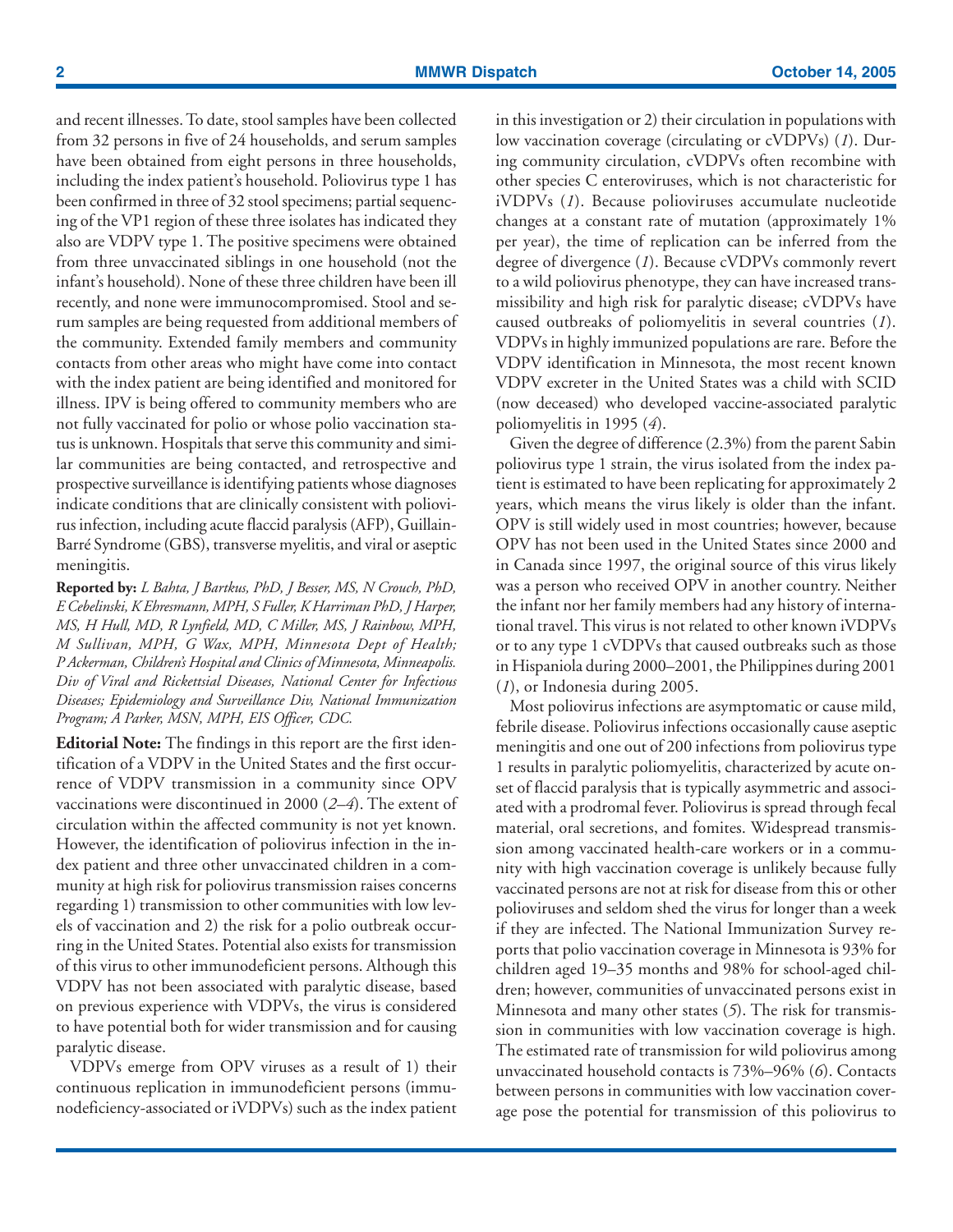and recent illnesses. To date, stool samples have been collected from 32 persons in five of 24 households, and serum samples have been obtained from eight persons in three households, including the index patient's household. Poliovirus type 1 has been confirmed in three of 32 stool specimens; partial sequencing of the VP1 region of these three isolates has indicated they also are VDPV type 1. The positive specimens were obtained from three unvaccinated siblings in one household (not the infant's household). None of these three children have been ill recently, and none were immunocompromised. Stool and serum samples are being requested from additional members of the community. Extended family members and community contacts from other areas who might have come into contact with the index patient are being identified and monitored for illness. IPV is being offered to community members who are not fully vaccinated for polio or whose polio vaccination status is unknown. Hospitals that serve this community and similar communities are being contacted, and retrospective and prospective surveillance is identifying patients whose diagnoses indicate conditions that are clinically consistent with poliovirus infection, including acute flaccid paralysis (AFP), Guillain-Barré Syndrome (GBS), transverse myelitis, and viral or aseptic meningitis.

**Reported by:** *L Bahta, J Bartkus, PhD, J Besser, MS, N Crouch, PhD, E Cebelinski, K Ehresmann, MPH, S Fuller, K Harriman PhD, J Harper, MS, H Hull, MD, R Lynfield, MD, C Miller, MS, J Rainbow, MPH, M Sullivan, MPH, G Wax, MPH, Minnesota Dept of Health; P Ackerman, Children's Hospital and Clinics of Minnesota, Minneapolis. Div of Viral and Rickettsial Diseases, National Center for Infectious Diseases; Epidemiology and Surveillance Div, National Immunization Program; A Parker, MSN, MPH, EIS Officer, CDC.*

**Editorial Note:** The findings in this report are the first identification of a VDPV in the United States and the first occurrence of VDPV transmission in a community since OPV vaccinations were discontinued in 2000 (*2–4*). The extent of circulation within the affected community is not yet known. However, the identification of poliovirus infection in the index patient and three other unvaccinated children in a community at high risk for poliovirus transmission raises concerns regarding 1) transmission to other communities with low levels of vaccination and 2) the risk for a polio outbreak occurring in the United States. Potential also exists for transmission of this virus to other immunodeficient persons. Although this VDPV has not been associated with paralytic disease, based on previous experience with VDPVs, the virus is considered to have potential both for wider transmission and for causing paralytic disease.

VDPVs emerge from OPV viruses as a result of 1) their continuous replication in immunodeficient persons (immunodeficiency-associated or iVDPVs) such as the index patient in this investigation or 2) their circulation in populations with low vaccination coverage (circulating or cVDPVs) (*1*). During community circulation, cVDPVs often recombine with other species C enteroviruses, which is not characteristic for iVDPVs (*1*). Because polioviruses accumulate nucleotide changes at a constant rate of mutation (approximately 1% per year), the time of replication can be inferred from the degree of divergence (*1*). Because cVDPVs commonly revert to a wild poliovirus phenotype, they can have increased transmissibility and high risk for paralytic disease; cVDPVs have caused outbreaks of poliomyelitis in several countries (*1*). VDPVs in highly immunized populations are rare. Before the VDPV identification in Minnesota, the most recent known VDPV excreter in the United States was a child with SCID (now deceased) who developed vaccine-associated paralytic poliomyelitis in 1995 (*4*).

Given the degree of difference (2.3%) from the parent Sabin poliovirus type 1 strain, the virus isolated from the index patient is estimated to have been replicating for approximately 2 years, which means the virus likely is older than the infant. OPV is still widely used in most countries; however, because OPV has not been used in the United States since 2000 and in Canada since 1997, the original source of this virus likely was a person who received OPV in another country. Neither the infant nor her family members had any history of international travel. This virus is not related to other known iVDPVs or to any type 1 cVDPVs that caused outbreaks such as those in Hispaniola during 2000–2001, the Philippines during 2001 (*1*), or Indonesia during 2005.

Most poliovirus infections are asymptomatic or cause mild, febrile disease. Poliovirus infections occasionally cause aseptic meningitis and one out of 200 infections from poliovirus type 1 results in paralytic poliomyelitis, characterized by acute onset of flaccid paralysis that is typically asymmetric and associated with a prodromal fever. Poliovirus is spread through fecal material, oral secretions, and fomites. Widespread transmission among vaccinated health-care workers or in a community with high vaccination coverage is unlikely because fully vaccinated persons are not at risk for disease from this or other polioviruses and seldom shed the virus for longer than a week if they are infected. The National Immunization Survey reports that polio vaccination coverage in Minnesota is 93% for children aged 19–35 months and 98% for school-aged children; however, communities of unvaccinated persons exist in Minnesota and many other states (*5*). The risk for transmission in communities with low vaccination coverage is high. The estimated rate of transmission for wild poliovirus among unvaccinated household contacts is 73%–96% (*6*). Contacts between persons in communities with low vaccination coverage pose the potential for transmission of this poliovirus to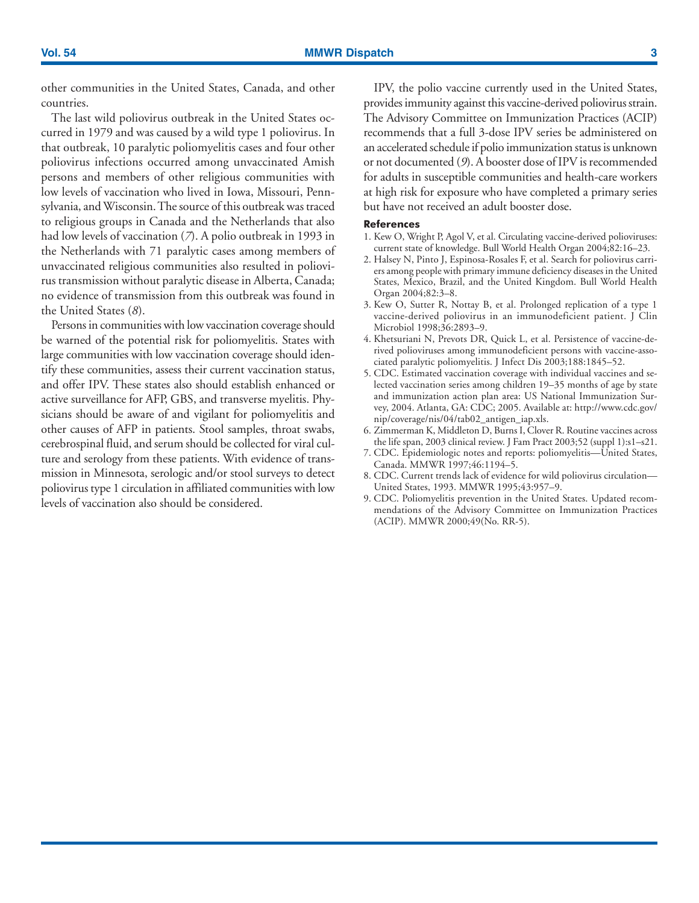other communities in the United States, Canada, and other countries.

The last wild poliovirus outbreak in the United States occurred in 1979 and was caused by a wild type 1 poliovirus. In that outbreak, 10 paralytic poliomyelitis cases and four other poliovirus infections occurred among unvaccinated Amish persons and members of other religious communities with low levels of vaccination who lived in Iowa, Missouri, Pennsylvania, and Wisconsin. The source of this outbreak was traced to religious groups in Canada and the Netherlands that also had low levels of vaccination (*7*). A polio outbreak in 1993 in the Netherlands with 71 paralytic cases among members of unvaccinated religious communities also resulted in poliovirus transmission without paralytic disease in Alberta, Canada; no evidence of transmission from this outbreak was found in the United States (*8*).

Persons in communities with low vaccination coverage should be warned of the potential risk for poliomyelitis. States with large communities with low vaccination coverage should identify these communities, assess their current vaccination status, and offer IPV. These states also should establish enhanced or active surveillance for AFP, GBS, and transverse myelitis. Physicians should be aware of and vigilant for poliomyelitis and other causes of AFP in patients. Stool samples, throat swabs, cerebrospinal fluid, and serum should be collected for viral culture and serology from these patients. With evidence of transmission in Minnesota, serologic and/or stool surveys to detect poliovirus type 1 circulation in affiliated communities with low levels of vaccination also should be considered.

IPV, the polio vaccine currently used in the United States, provides immunity against this vaccine-derived poliovirus strain. The Advisory Committee on Immunization Practices (ACIP) recommends that a full 3-dose IPV series be administered on an accelerated schedule if polio immunization status is unknown or not documented (*9*). A booster dose of IPV is recommended for adults in susceptible communities and health-care workers at high risk for exposure who have completed a primary series but have not received an adult booster dose.

### References

1. Kew O, Wright P, Agol V, et al. Circulating vaccine-derived polioviruses: current state of knowledge. Bull World Health Organ 2004;82:16–23.
2. Halsey N, Pinto J, Espinosa-Rosales F, et al. Search for poliovirus carriers among people with primary immune deficiency diseases in the United States, Mexico, Brazil, and the United Kingdom. Bull World Health Organ 2004;82:3–8.
3. Kew O, Sutter R, Nottay B, et al. Prolonged replication of a type 1 vaccine-derived poliovirus in an immunodeficient patient. J Clin Microbiol 1998;36:2893–9.
4. Khetsuriani N, Prevots DR, Quick L, et al. Persistence of vaccine-derived polioviruses among immunodeficient persons with vaccine-associated paralytic poliomyelitis. J Infect Dis 2003;188:1845–52.
5. CDC. Estimated vaccination coverage with individual vaccines and selected vaccination series among children 19–35 months of age by state and immunization action plan area: US National Immunization Survey, 2004. Atlanta, GA: CDC; 2005. Available at: http://www.cdc.gov/nip/coverage/nis/04/tab02_antigen_iap.xls.
6. Zimmerman K, Middleton D, Burns I, Clover R. Routine vaccines across the life span, 2003 clinical review. J Fam Pract 2003;52 (suppl 1):s1–s21.
7. CDC. Epidemiologic notes and reports: poliomyelitis—United States, Canada. MMWR 1997;46:1194–5.
8. CDC. Current trends lack of evidence for wild poliovirus circulation—United States, 1993. MMWR 1995;43:957–9.
9. CDC. Poliomyelitis prevention in the United States. Updated recommendations of the Advisory Committee on Immunization Practices (ACIP). MMWR 2000;49(No. RR-5).